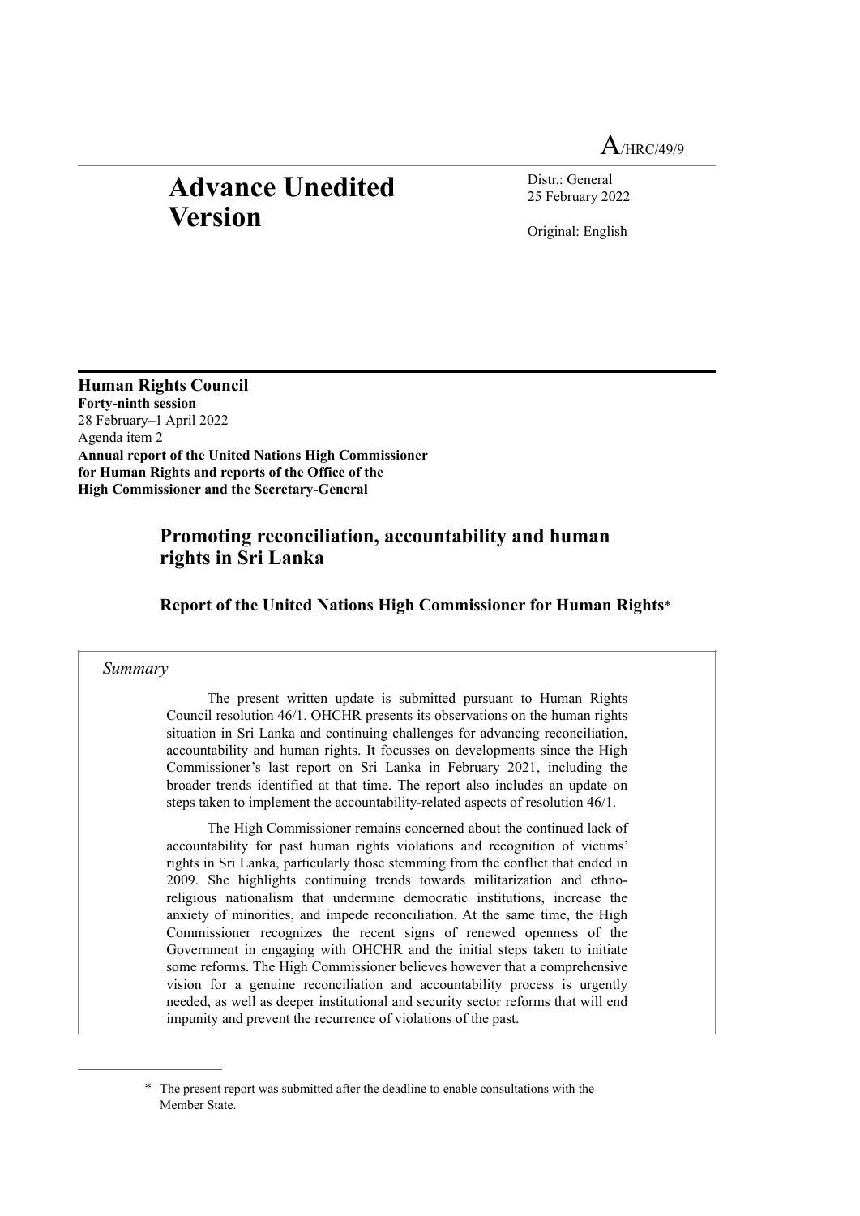A/HRC/49/9

# Advance Unedited Version

Distr.: General
25 February 2022

Original: English

**Human Rights Council**
**Forty-ninth session**
28 February–1 April 2022
Agenda item 2
**Annual report of the United Nations High Commissioner for Human Rights and reports of the Office of the High Commissioner and the Secretary-General**

## Promoting reconciliation, accountability and human rights in Sri Lanka

### Report of the United Nations High Commissioner for Human Rights*

*Summary*

The present written update is submitted pursuant to Human Rights Council resolution 46/1. OHCHR presents its observations on the human rights situation in Sri Lanka and continuing challenges for advancing reconciliation, accountability and human rights. It focusses on developments since the High Commissioner's last report on Sri Lanka in February 2021, including the broader trends identified at that time. The report also includes an update on steps taken to implement the accountability-related aspects of resolution 46/1.

The High Commissioner remains concerned about the continued lack of accountability for past human rights violations and recognition of victims' rights in Sri Lanka, particularly those stemming from the conflict that ended in 2009. She highlights continuing trends towards militarization and ethno-religious nationalism that undermine democratic institutions, increase the anxiety of minorities, and impede reconciliation. At the same time, the High Commissioner recognizes the recent signs of renewed openness of the Government in engaging with OHCHR and the initial steps taken to initiate some reforms. The High Commissioner believes however that a comprehensive vision for a genuine reconciliation and accountability process is urgently needed, as well as deeper institutional and security sector reforms that will end impunity and prevent the recurrence of violations of the past.

\* The present report was submitted after the deadline to enable consultations with the Member State.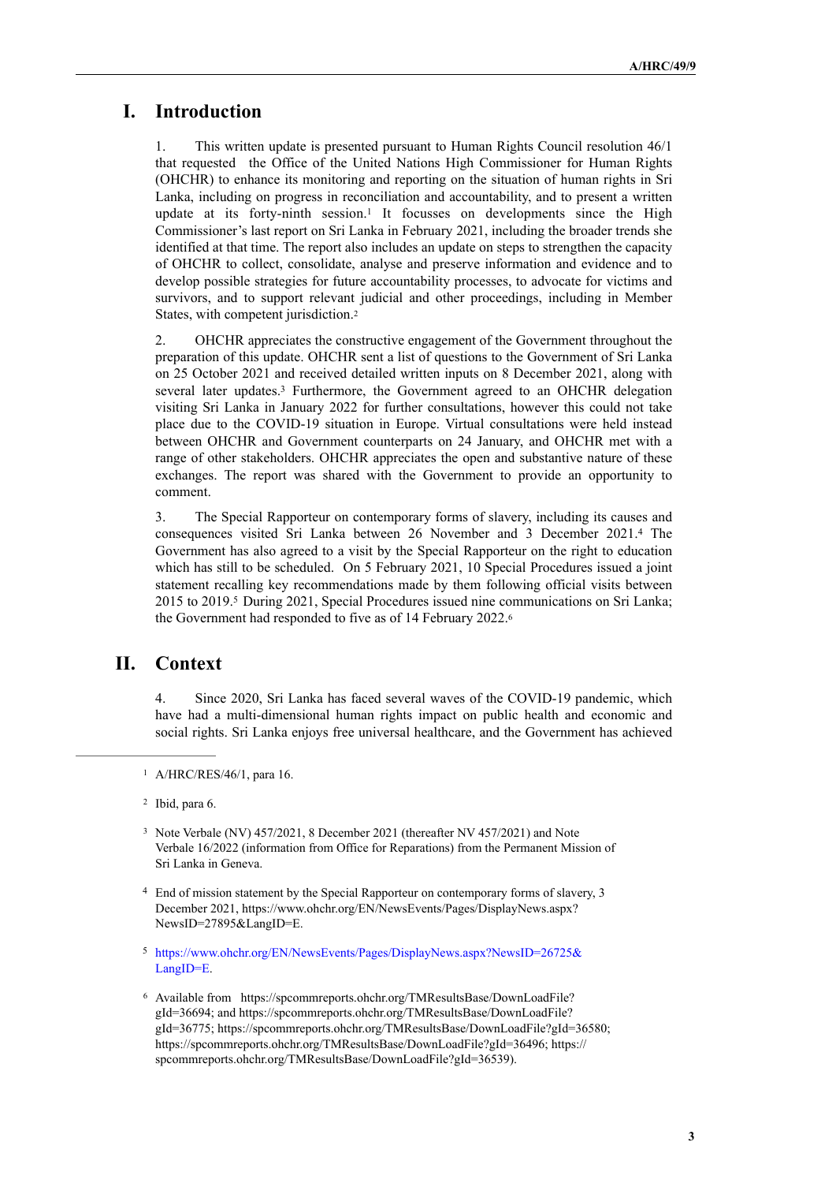# I. Introduction

1. This written update is presented pursuant to Human Rights Council resolution 46/1 that requested the Office of the United Nations High Commissioner for Human Rights (OHCHR) to enhance its monitoring and reporting on the situation of human rights in Sri Lanka, including on progress in reconciliation and accountability, and to present a written update at its forty-ninth session.[1] It focusses on developments since the High Commissioner's last report on Sri Lanka in February 2021, including the broader trends she identified at that time. The report also includes an update on steps to strengthen the capacity of OHCHR to collect, consolidate, analyse and preserve information and evidence and to develop possible strategies for future accountability processes, to advocate for victims and survivors, and to support relevant judicial and other proceedings, including in Member States, with competent jurisdiction.[2]

2. OHCHR appreciates the constructive engagement of the Government throughout the preparation of this update. OHCHR sent a list of questions to the Government of Sri Lanka on 25 October 2021 and received detailed written inputs on 8 December 2021, along with several later updates.[3] Furthermore, the Government agreed to an OHCHR delegation visiting Sri Lanka in January 2022 for further consultations, however this could not take place due to the COVID-19 situation in Europe. Virtual consultations were held instead between OHCHR and Government counterparts on 24 January, and OHCHR met with a range of other stakeholders. OHCHR appreciates the open and substantive nature of these exchanges. The report was shared with the Government to provide an opportunity to comment.

3. The Special Rapporteur on contemporary forms of slavery, including its causes and consequences visited Sri Lanka between 26 November and 3 December 2021.[4] The Government has also agreed to a visit by the Special Rapporteur on the right to education which has still to be scheduled. On 5 February 2021, 10 Special Procedures issued a joint statement recalling key recommendations made by them following official visits between 2015 to 2019.[5] During 2021, Special Procedures issued nine communications on Sri Lanka; the Government had responded to five as of 14 February 2022.[6]

# II. Context

4. Since 2020, Sri Lanka has faced several waves of the COVID-19 pandemic, which have had a multi-dimensional human rights impact on public health and economic and social rights. Sri Lanka enjoys free universal healthcare, and the Government has achieved

---

[1] A/HRC/RES/46/1, para 16.

[2] Ibid, para 6.

[3] Note Verbale (NV) 457/2021, 8 December 2021 (thereafter NV 457/2021) and Note Verbale 16/2022 (information from Office for Reparations) from the Permanent Mission of Sri Lanka in Geneva.

[4] End of mission statement by the Special Rapporteur on contemporary forms of slavery, 3 December 2021, https://www.ohchr.org/EN/NewsEvents/Pages/DisplayNews.aspx?NewsID=27895&LangID=E.

[5] https://www.ohchr.org/EN/NewsEvents/Pages/DisplayNews.aspx?NewsID=26725&LangID=E.

[6] Available from https://spcommreports.ohchr.org/TMResultsBase/DownLoadFile?gId=36694; and https://spcommreports.ohchr.org/TMResultsBase/DownLoadFile?gId=36775; https://spcommreports.ohchr.org/TMResultsBase/DownLoadFile?gId=36580; https://spcommreports.ohchr.org/TMResultsBase/DownLoadFile?gId=36496; https://spcommreports.ohchr.org/TMResultsBase/DownLoadFile?gId=36539).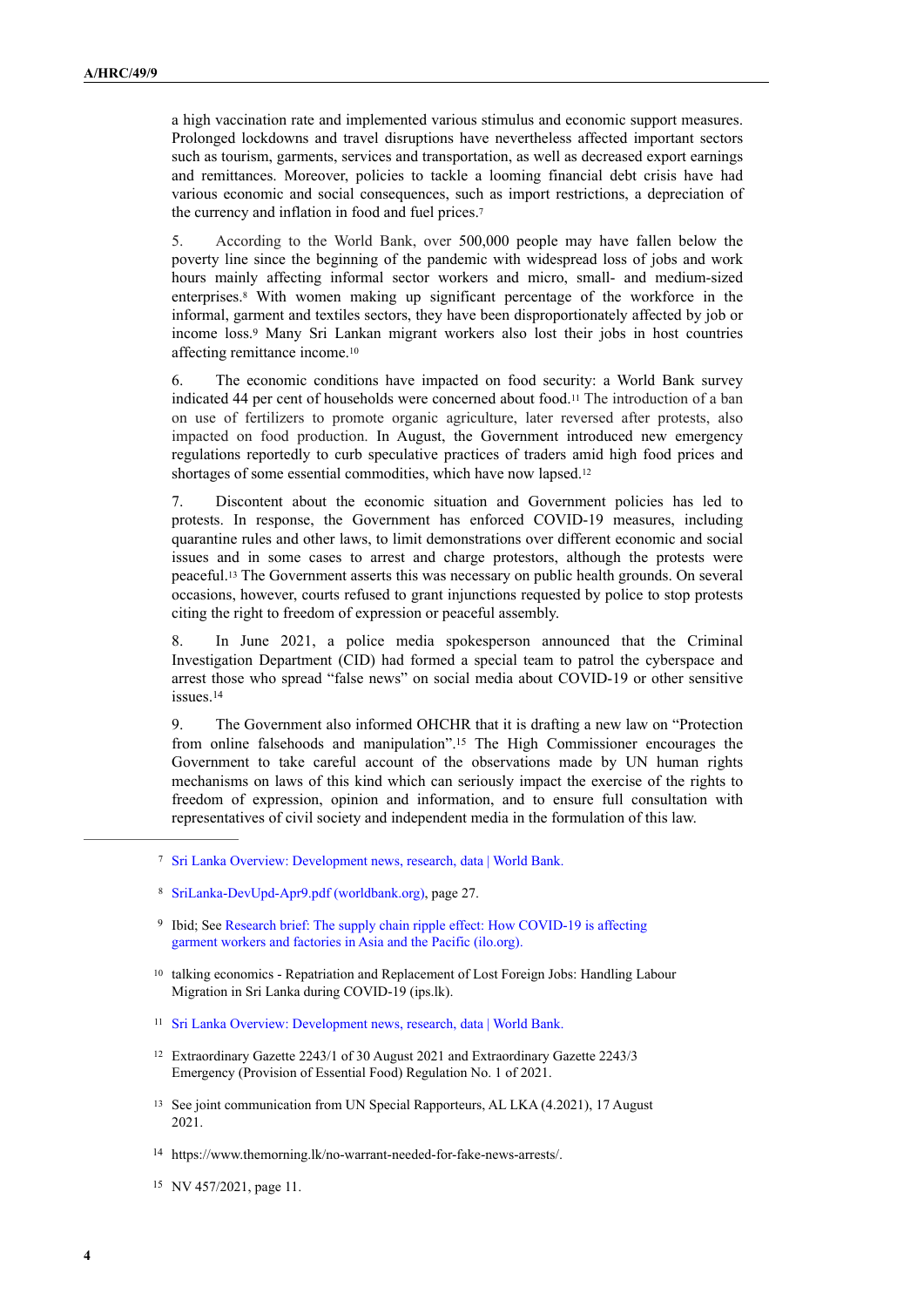a high vaccination rate and implemented various stimulus and economic support measures. Prolonged lockdowns and travel disruptions have nevertheless affected important sectors such as tourism, garments, services and transportation, as well as decreased export earnings and remittances. Moreover, policies to tackle a looming financial debt crisis have had various economic and social consequences, such as import restrictions, a depreciation of the currency and inflation in food and fuel prices.[7]

5. According to the World Bank, over 500,000 people may have fallen below the poverty line since the beginning of the pandemic with widespread loss of jobs and work hours mainly affecting informal sector workers and micro, small- and medium-sized enterprises.[8] With women making up significant percentage of the workforce in the informal, garment and textiles sectors, they have been disproportionately affected by job or income loss.[9] Many Sri Lankan migrant workers also lost their jobs in host countries affecting remittance income.[10]

6. The economic conditions have impacted on food security: a World Bank survey indicated 44 per cent of households were concerned about food.[11] The introduction of a ban on use of fertilizers to promote organic agriculture, later reversed after protests, also impacted on food production. In August, the Government introduced new emergency regulations reportedly to curb speculative practices of traders amid high food prices and shortages of some essential commodities, which have now lapsed.[12]

7. Discontent about the economic situation and Government policies has led to protests. In response, the Government has enforced COVID-19 measures, including quarantine rules and other laws, to limit demonstrations over different economic and social issues and in some cases to arrest and charge protestors, although the protests were peaceful.[13] The Government asserts this was necessary on public health grounds. On several occasions, however, courts refused to grant injunctions requested by police to stop protests citing the right to freedom of expression or peaceful assembly.

8. In June 2021, a police media spokesperson announced that the Criminal Investigation Department (CID) had formed a special team to patrol the cyberspace and arrest those who spread "false news" on social media about COVID-19 or other sensitive issues.[14]

9. The Government also informed OHCHR that it is drafting a new law on "Protection from online falsehoods and manipulation".[15] The High Commissioner encourages the Government to take careful account of the observations made by UN human rights mechanisms on laws of this kind which can seriously impact the exercise of the rights to freedom of expression, opinion and information, and to ensure full consultation with representatives of civil society and independent media in the formulation of this law.

---

[7] Sri Lanka Overview: Development news, research, data | World Bank.

[8] SriLanka-DevUpd-Apr9.pdf (worldbank.org), page 27.

[9] Ibid; See Research brief: The supply chain ripple effect: How COVID-19 is affecting garment workers and factories in Asia and the Pacific (ilo.org).

[10] talking economics - Repatriation and Replacement of Lost Foreign Jobs: Handling Labour Migration in Sri Lanka during COVID-19 (ips.lk).

[11] Sri Lanka Overview: Development news, research, data | World Bank.

[12] Extraordinary Gazette 2243/1 of 30 August 2021 and Extraordinary Gazette 2243/3 Emergency (Provision of Essential Food) Regulation No. 1 of 2021.

[13] See joint communication from UN Special Rapporteurs, AL LKA (4.2021), 17 August 2021.

[14] https://www.themorning.lk/no-warrant-needed-for-fake-news-arrests/.

[15] NV 457/2021, page 11.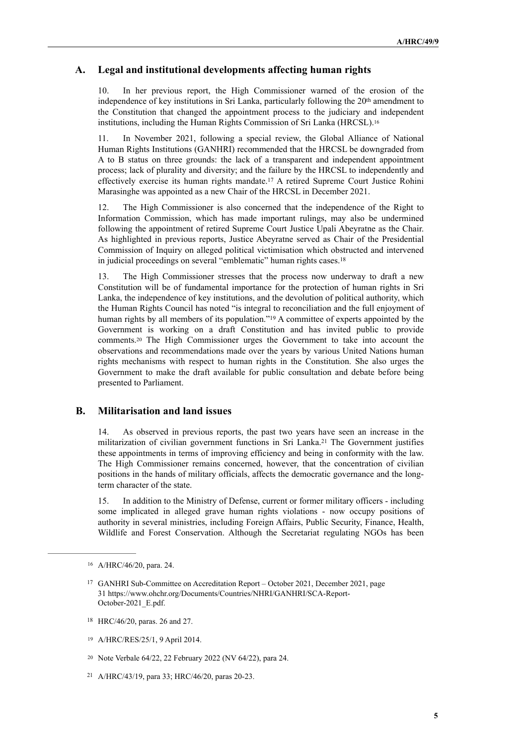## A. Legal and institutional developments affecting human rights

10. In her previous report, the High Commissioner warned of the erosion of the independence of key institutions in Sri Lanka, particularly following the 20th amendment to the Constitution that changed the appointment process to the judiciary and independent institutions, including the Human Rights Commission of Sri Lanka (HRCSL).[16]

11. In November 2021, following a special review, the Global Alliance of National Human Rights Institutions (GANHRI) recommended that the HRCSL be downgraded from A to B status on three grounds: the lack of a transparent and independent appointment process; lack of plurality and diversity; and the failure by the HRCSL to independently and effectively exercise its human rights mandate.[17] A retired Supreme Court Justice Rohini Marasinghe was appointed as a new Chair of the HRCSL in December 2021.

12. The High Commissioner is also concerned that the independence of the Right to Information Commission, which has made important rulings, may also be undermined following the appointment of retired Supreme Court Justice Upali Abeyratne as the Chair. As highlighted in previous reports, Justice Abeyratne served as Chair of the Presidential Commission of Inquiry on alleged political victimisation which obstructed and intervened in judicial proceedings on several "emblematic" human rights cases.[18]

13. The High Commissioner stresses that the process now underway to draft a new Constitution will be of fundamental importance for the protection of human rights in Sri Lanka, the independence of key institutions, and the devolution of political authority, which the Human Rights Council has noted "is integral to reconciliation and the full enjoyment of human rights by all members of its population."[19] A committee of experts appointed by the Government is working on a draft Constitution and has invited public to provide comments.[20] The High Commissioner urges the Government to take into account the observations and recommendations made over the years by various United Nations human rights mechanisms with respect to human rights in the Constitution. She also urges the Government to make the draft available for public consultation and debate before being presented to Parliament.

## B. Militarisation and land issues

14. As observed in previous reports, the past two years have seen an increase in the militarization of civilian government functions in Sri Lanka.[21] The Government justifies these appointments in terms of improving efficiency and being in conformity with the law. The High Commissioner remains concerned, however, that the concentration of civilian positions in the hands of military officials, affects the democratic governance and the long-term character of the state.

15. In addition to the Ministry of Defense, current or former military officers - including some implicated in alleged grave human rights violations - now occupy positions of authority in several ministries, including Foreign Affairs, Public Security, Finance, Health, Wildlife and Forest Conservation. Although the Secretariat regulating NGOs has been

---

[16] A/HRC/46/20, para. 24.

[17] GANHRI Sub-Committee on Accreditation Report – October 2021, December 2021, page 31 https://www.ohchr.org/Documents/Countries/NHRI/GANHRI/SCA-Report-October-2021_E.pdf.

[18] HRC/46/20, paras. 26 and 27.

[19] A/HRC/RES/25/1, 9 April 2014.

[20] Note Verbale 64/22, 22 February 2022 (NV 64/22), para 24.

[21] A/HRC/43/19, para 33; HRC/46/20, paras 20-23.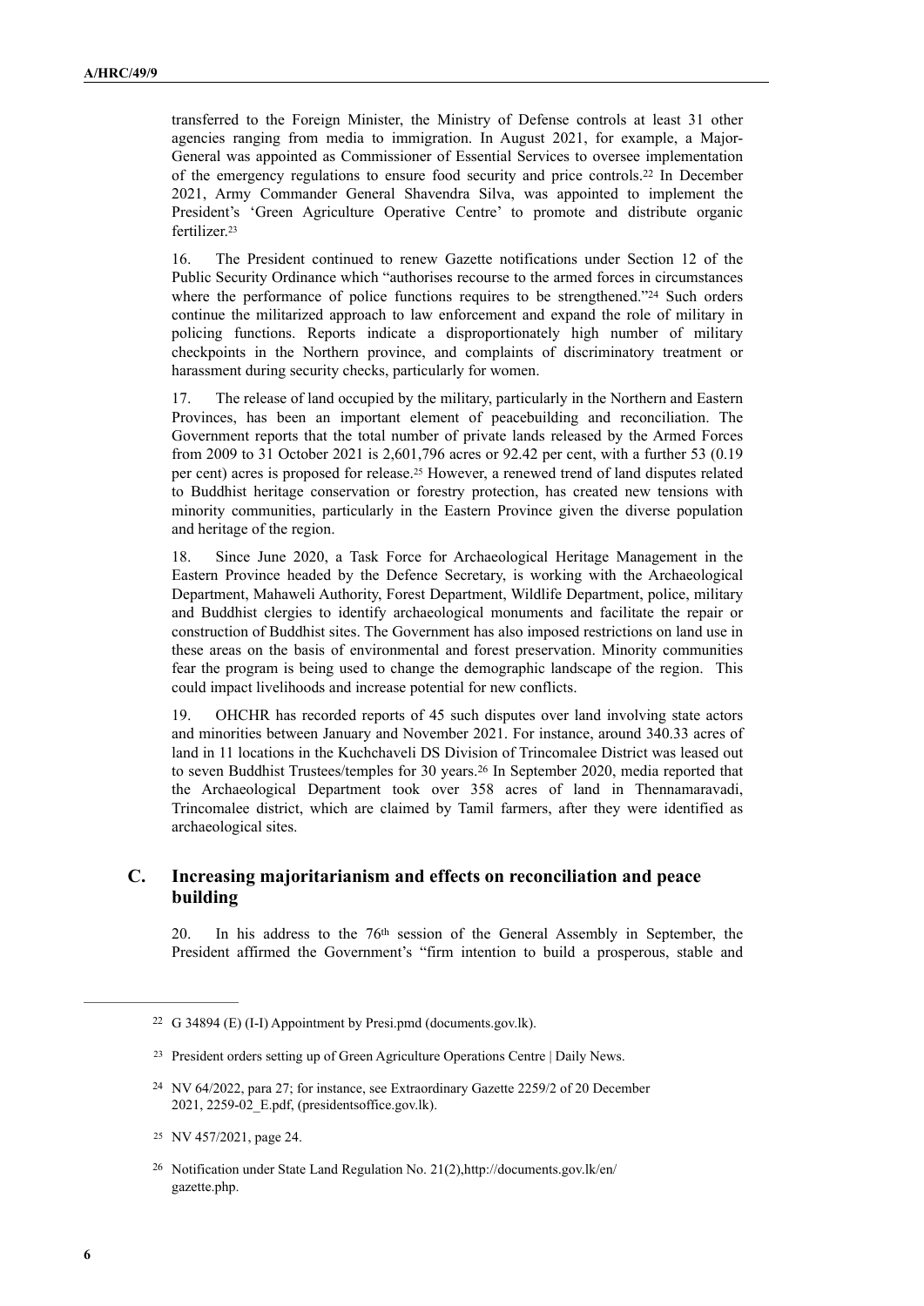transferred to the Foreign Minister, the Ministry of Defense controls at least 31 other agencies ranging from media to immigration. In August 2021, for example, a Major-General was appointed as Commissioner of Essential Services to oversee implementation of the emergency regulations to ensure food security and price controls.[22] In December 2021, Army Commander General Shavendra Silva, was appointed to implement the President's 'Green Agriculture Operative Centre' to promote and distribute organic fertilizer.[23]

16. The President continued to renew Gazette notifications under Section 12 of the Public Security Ordinance which "authorises recourse to the armed forces in circumstances where the performance of police functions requires to be strengthened."[24] Such orders continue the militarized approach to law enforcement and expand the role of military in policing functions. Reports indicate a disproportionately high number of military checkpoints in the Northern province, and complaints of discriminatory treatment or harassment during security checks, particularly for women.

17. The release of land occupied by the military, particularly in the Northern and Eastern Provinces, has been an important element of peacebuilding and reconciliation. The Government reports that the total number of private lands released by the Armed Forces from 2009 to 31 October 2021 is 2,601,796 acres or 92.42 per cent, with a further 53 (0.19 per cent) acres is proposed for release.[25] However, a renewed trend of land disputes related to Buddhist heritage conservation or forestry protection, has created new tensions with minority communities, particularly in the Eastern Province given the diverse population and heritage of the region.

18. Since June 2020, a Task Force for Archaeological Heritage Management in the Eastern Province headed by the Defence Secretary, is working with the Archaeological Department, Mahaweli Authority, Forest Department, Wildlife Department, police, military and Buddhist clergies to identify archaeological monuments and facilitate the repair or construction of Buddhist sites. The Government has also imposed restrictions on land use in these areas on the basis of environmental and forest preservation. Minority communities fear the program is being used to change the demographic landscape of the region. This could impact livelihoods and increase potential for new conflicts.

19. OHCHR has recorded reports of 45 such disputes over land involving state actors and minorities between January and November 2021. For instance, around 340.33 acres of land in 11 locations in the Kuchchaveli DS Division of Trincomalee District was leased out to seven Buddhist Trustees/temples for 30 years.[26] In September 2020, media reported that the Archaeological Department took over 358 acres of land in Thennamaravadi, Trincomalee district, which are claimed by Tamil farmers, after they were identified as archaeological sites.

## C. Increasing majoritarianism and effects on reconciliation and peace building

20. In his address to the 76th session of the General Assembly in September, the President affirmed the Government's "firm intention to build a prosperous, stable and

---

[22] G 34894 (E) (I-I) Appointment by Presi.pmd (documents.gov.lk).

[23] President orders setting up of Green Agriculture Operations Centre | Daily News.

[24] NV 64/2022, para 27; for instance, see Extraordinary Gazette 2259/2 of 20 December 2021, 2259-02_E.pdf, (presidentsoffice.gov.lk).

[25] NV 457/2021, page 24.

[26] Notification under State Land Regulation No. 21(2),http://documents.gov.lk/en/gazette.php.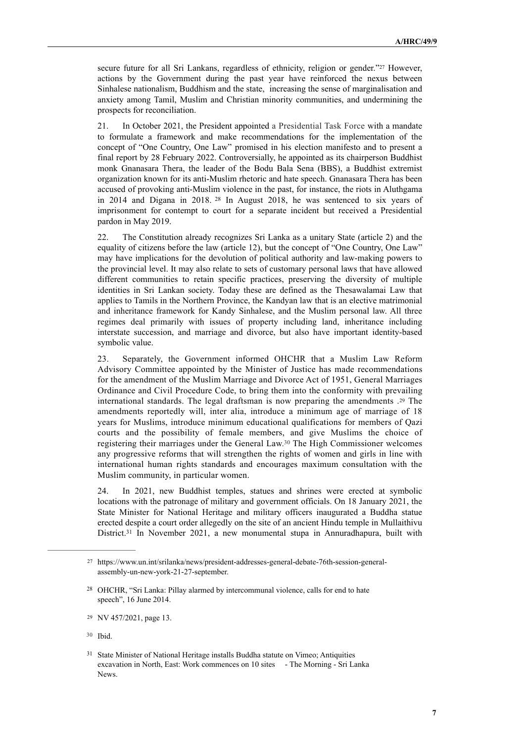secure future for all Sri Lankans, regardless of ethnicity, religion or gender."[27] However, actions by the Government during the past year have reinforced the nexus between Sinhalese nationalism, Buddhism and the state, increasing the sense of marginalisation and anxiety among Tamil, Muslim and Christian minority communities, and undermining the prospects for reconciliation.

21. In October 2021, the President appointed a Presidential Task Force with a mandate to formulate a framework and make recommendations for the implementation of the concept of "One Country, One Law" promised in his election manifesto and to present a final report by 28 February 2022. Controversially, he appointed as its chairperson Buddhist monk Gnanasara Thera, the leader of the Bodu Bala Sena (BBS), a Buddhist extremist organization known for its anti-Muslim rhetoric and hate speech. Gnanasara Thera has been accused of provoking anti-Muslim violence in the past, for instance, the riots in Aluthgama in 2014 and Digana in 2018. [28] In August 2018, he was sentenced to six years of imprisonment for contempt to court for a separate incident but received a Presidential pardon in May 2019.

22. The Constitution already recognizes Sri Lanka as a unitary State (article 2) and the equality of citizens before the law (article 12), but the concept of "One Country, One Law" may have implications for the devolution of political authority and law-making powers to the provincial level. It may also relate to sets of customary personal laws that have allowed different communities to retain specific practices, preserving the diversity of multiple identities in Sri Lankan society. Today these are defined as the Thesawalamai Law that applies to Tamils in the Northern Province, the Kandyan law that is an elective matrimonial and inheritance framework for Kandy Sinhalese, and the Muslim personal law. All three regimes deal primarily with issues of property including land, inheritance including interstate succession, and marriage and divorce, but also have important identity-based symbolic value.

23. Separately, the Government informed OHCHR that a Muslim Law Reform Advisory Committee appointed by the Minister of Justice has made recommendations for the amendment of the Muslim Marriage and Divorce Act of 1951, General Marriages Ordinance and Civil Procedure Code, to bring them into the conformity with prevailing international standards. The legal draftsman is now preparing the amendments .[29] The amendments reportedly will, inter alia, introduce a minimum age of marriage of 18 years for Muslims, introduce minimum educational qualifications for members of Qazi courts and the possibility of female members, and give Muslims the choice of registering their marriages under the General Law.[30] The High Commissioner welcomes any progressive reforms that will strengthen the rights of women and girls in line with international human rights standards and encourages maximum consultation with the Muslim community, in particular women.

24. In 2021, new Buddhist temples, statues and shrines were erected at symbolic locations with the patronage of military and government officials. On 18 January 2021, the State Minister for National Heritage and military officers inaugurated a Buddha statue erected despite a court order allegedly on the site of an ancient Hindu temple in Mullaithivu District.[31] In November 2021, a new monumental stupa in Annuradhapura, built with

---

[27] https://www.un.int/srilanka/news/president-addresses-general-debate-76th-session-general-assembly-un-new-york-21-27-september.

[28] OHCHR, "Sri Lanka: Pillay alarmed by intercommunal violence, calls for end to hate speech", 16 June 2014.

[29] NV 457/2021, page 13.

[30] Ibid.

[31] State Minister of National Heritage installs Buddha statute on Vimeo; Antiquities excavation in North, East: Work commences on 10 sites - The Morning - Sri Lanka News.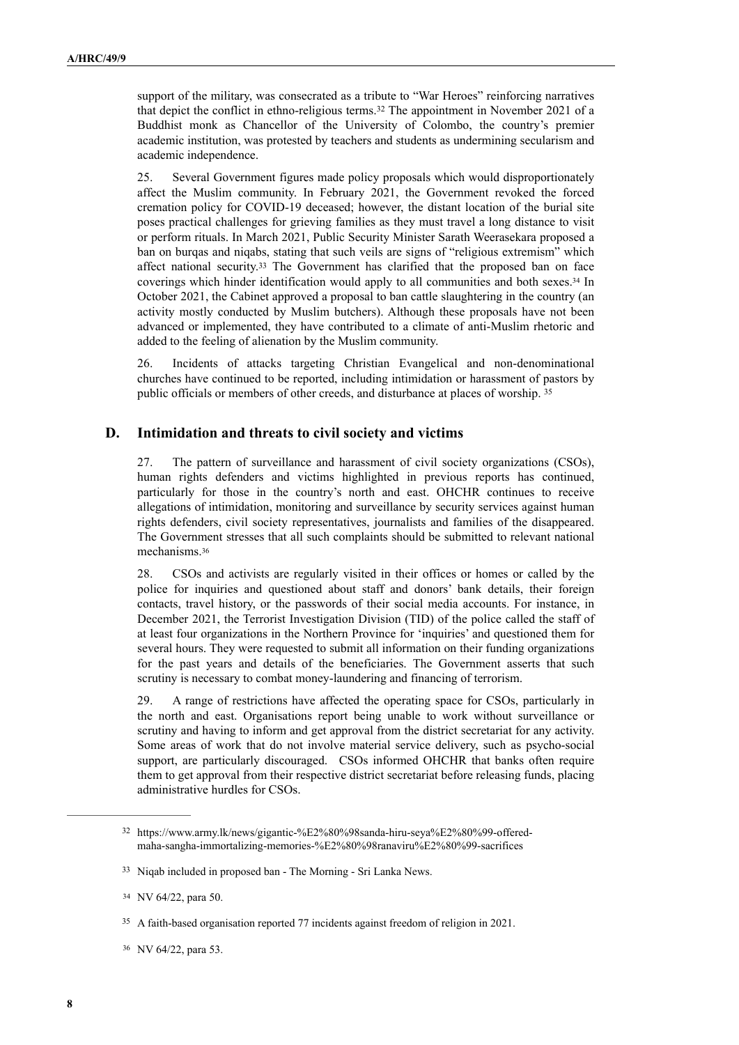support of the military, was consecrated as a tribute to "War Heroes" reinforcing narratives that depict the conflict in ethno-religious terms.[32] The appointment in November 2021 of a Buddhist monk as Chancellor of the University of Colombo, the country's premier academic institution, was protested by teachers and students as undermining secularism and academic independence.

25. Several Government figures made policy proposals which would disproportionately affect the Muslim community. In February 2021, the Government revoked the forced cremation policy for COVID-19 deceased; however, the distant location of the burial site poses practical challenges for grieving families as they must travel a long distance to visit or perform rituals. In March 2021, Public Security Minister Sarath Weerasekara proposed a ban on burqas and niqabs, stating that such veils are signs of "religious extremism" which affect national security.[33] The Government has clarified that the proposed ban on face coverings which hinder identification would apply to all communities and both sexes.[34] In October 2021, the Cabinet approved a proposal to ban cattle slaughtering in the country (an activity mostly conducted by Muslim butchers). Although these proposals have not been advanced or implemented, they have contributed to a climate of anti-Muslim rhetoric and added to the feeling of alienation by the Muslim community.

26. Incidents of attacks targeting Christian Evangelical and non-denominational churches have continued to be reported, including intimidation or harassment of pastors by public officials or members of other creeds, and disturbance at places of worship.[35]

## D. Intimidation and threats to civil society and victims

27. The pattern of surveillance and harassment of civil society organizations (CSOs), human rights defenders and victims highlighted in previous reports has continued, particularly for those in the country's north and east. OHCHR continues to receive allegations of intimidation, monitoring and surveillance by security services against human rights defenders, civil society representatives, journalists and families of the disappeared. The Government stresses that all such complaints should be submitted to relevant national mechanisms.[36]

28. CSOs and activists are regularly visited in their offices or homes or called by the police for inquiries and questioned about staff and donors' bank details, their foreign contacts, travel history, or the passwords of their social media accounts. For instance, in December 2021, the Terrorist Investigation Division (TID) of the police called the staff of at least four organizations in the Northern Province for 'inquiries' and questioned them for several hours. They were requested to submit all information on their funding organizations for the past years and details of the beneficiaries. The Government asserts that such scrutiny is necessary to combat money-laundering and financing of terrorism.

29. A range of restrictions have affected the operating space for CSOs, particularly in the north and east. Organisations report being unable to work without surveillance or scrutiny and having to inform and get approval from the district secretariat for any activity. Some areas of work that do not involve material service delivery, such as psycho-social support, are particularly discouraged. CSOs informed OHCHR that banks often require them to get approval from their respective district secretariat before releasing funds, placing administrative hurdles for CSOs.

---

[32] https://www.army.lk/news/gigantic-%E2%80%98sanda-hiru-seya%E2%80%99-offered-maha-sangha-immortalizing-memories-%E2%80%98ranaviru%E2%80%99-sacrifices

[33] Niqab included in proposed ban - The Morning - Sri Lanka News.

[34] NV 64/22, para 50.

[35] A faith-based organisation reported 77 incidents against freedom of religion in 2021.

[36] NV 64/22, para 53.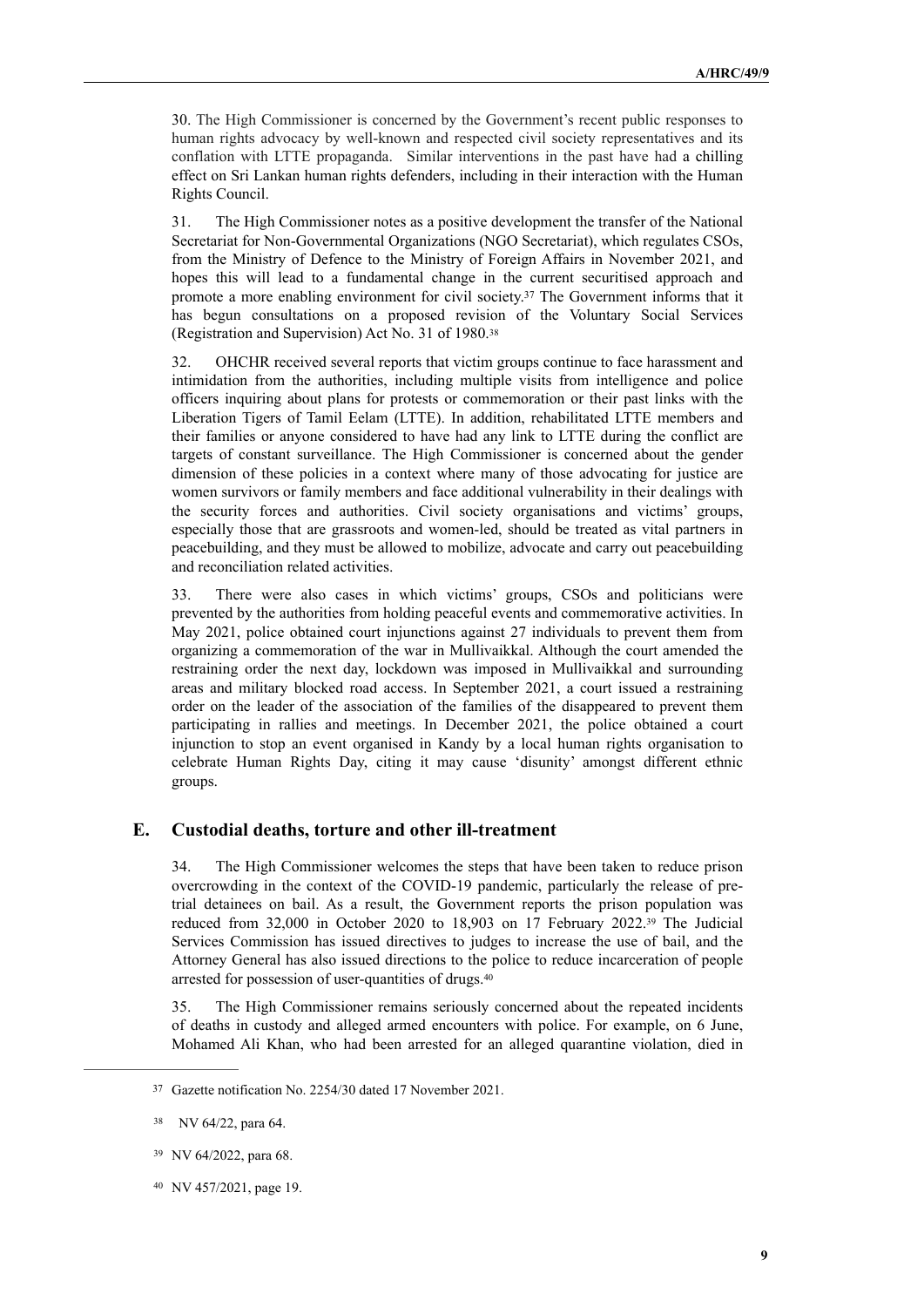30. The High Commissioner is concerned by the Government's recent public responses to human rights advocacy by well-known and respected civil society representatives and its conflation with LTTE propaganda. Similar interventions in the past have had a chilling effect on Sri Lankan human rights defenders, including in their interaction with the Human Rights Council.

31. The High Commissioner notes as a positive development the transfer of the National Secretariat for Non-Governmental Organizations (NGO Secretariat), which regulates CSOs, from the Ministry of Defence to the Ministry of Foreign Affairs in November 2021, and hopes this will lead to a fundamental change in the current securitised approach and promote a more enabling environment for civil society.[37] The Government informs that it has begun consultations on a proposed revision of the Voluntary Social Services (Registration and Supervision) Act No. 31 of 1980.[38]

32. OHCHR received several reports that victim groups continue to face harassment and intimidation from the authorities, including multiple visits from intelligence and police officers inquiring about plans for protests or commemoration or their past links with the Liberation Tigers of Tamil Eelam (LTTE). In addition, rehabilitated LTTE members and their families or anyone considered to have had any link to LTTE during the conflict are targets of constant surveillance. The High Commissioner is concerned about the gender dimension of these policies in a context where many of those advocating for justice are women survivors or family members and face additional vulnerability in their dealings with the security forces and authorities. Civil society organisations and victims' groups, especially those that are grassroots and women-led, should be treated as vital partners in peacebuilding, and they must be allowed to mobilize, advocate and carry out peacebuilding and reconciliation related activities.

33. There were also cases in which victims' groups, CSOs and politicians were prevented by the authorities from holding peaceful events and commemorative activities. In May 2021, police obtained court injunctions against 27 individuals to prevent them from organizing a commemoration of the war in Mullivaikkal. Although the court amended the restraining order the next day, lockdown was imposed in Mullivaikkal and surrounding areas and military blocked road access. In September 2021, a court issued a restraining order on the leader of the association of the families of the disappeared to prevent them participating in rallies and meetings. In December 2021, the police obtained a court injunction to stop an event organised in Kandy by a local human rights organisation to celebrate Human Rights Day, citing it may cause 'disunity' amongst different ethnic groups.

## E. Custodial deaths, torture and other ill-treatment

34. The High Commissioner welcomes the steps that have been taken to reduce prison overcrowding in the context of the COVID-19 pandemic, particularly the release of pre-trial detainees on bail. As a result, the Government reports the prison population was reduced from 32,000 in October 2020 to 18,903 on 17 February 2022.[39] The Judicial Services Commission has issued directives to judges to increase the use of bail, and the Attorney General has also issued directions to the police to reduce incarceration of people arrested for possession of user-quantities of drugs.[40]

35. The High Commissioner remains seriously concerned about the repeated incidents of deaths in custody and alleged armed encounters with police. For example, on 6 June, Mohamed Ali Khan, who had been arrested for an alleged quarantine violation, died in

---

[37] Gazette notification No. 2254/30 dated 17 November 2021.

[38] NV 64/22, para 64.

[39] NV 64/2022, para 68.

[40] NV 457/2021, page 19.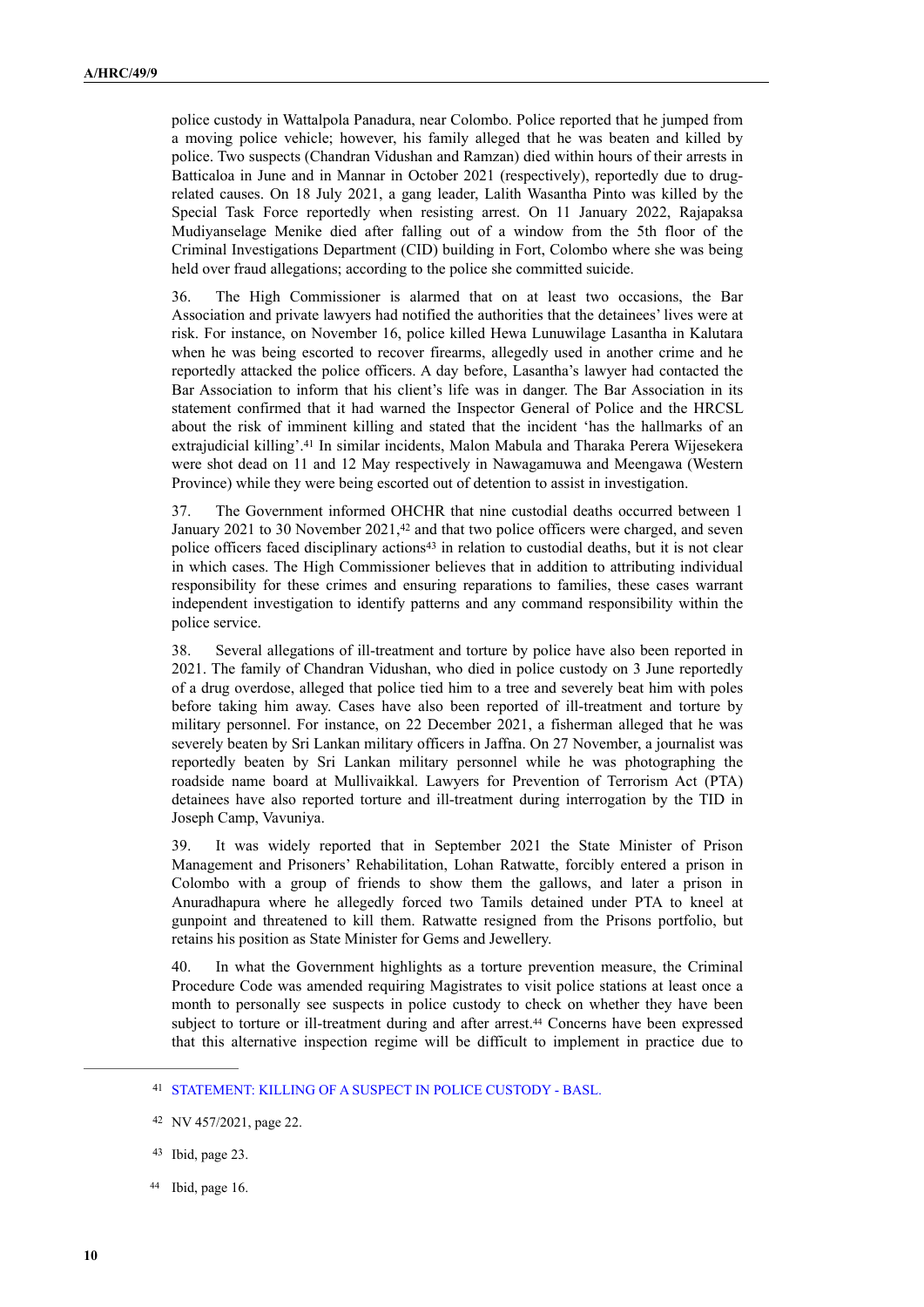police custody in Wattalpola Panadura, near Colombo. Police reported that he jumped from a moving police vehicle; however, his family alleged that he was beaten and killed by police. Two suspects (Chandran Vidushan and Ramzan) died within hours of their arrests in Batticaloa in June and in Mannar in October 2021 (respectively), reportedly due to drug-related causes. On 18 July 2021, a gang leader, Lalith Wasantha Pinto was killed by the Special Task Force reportedly when resisting arrest. On 11 January 2022, Rajapaksa Mudiyanselage Menike died after falling out of a window from the 5th floor of the Criminal Investigations Department (CID) building in Fort, Colombo where she was being held over fraud allegations; according to the police she committed suicide.

36. The High Commissioner is alarmed that on at least two occasions, the Bar Association and private lawyers had notified the authorities that the detainees' lives were at risk. For instance, on November 16, police killed Hewa Lunuwilage Lasantha in Kalutara when he was being escorted to recover firearms, allegedly used in another crime and he reportedly attacked the police officers. A day before, Lasantha's lawyer had contacted the Bar Association to inform that his client's life was in danger. The Bar Association in its statement confirmed that it had warned the Inspector General of Police and the HRCSL about the risk of imminent killing and stated that the incident 'has the hallmarks of an extrajudicial killing'.[41] In similar incidents, Malon Mabula and Tharaka Perera Wijesekera were shot dead on 11 and 12 May respectively in Nawagamuwa and Meengawa (Western Province) while they were being escorted out of detention to assist in investigation.

37. The Government informed OHCHR that nine custodial deaths occurred between 1 January 2021 to 30 November 2021,[42] and that two police officers were charged, and seven police officers faced disciplinary actions[43] in relation to custodial deaths, but it is not clear in which cases. The High Commissioner believes that in addition to attributing individual responsibility for these crimes and ensuring reparations to families, these cases warrant independent investigation to identify patterns and any command responsibility within the police service.

38. Several allegations of ill-treatment and torture by police have also been reported in 2021. The family of Chandran Vidushan, who died in police custody on 3 June reportedly of a drug overdose, alleged that police tied him to a tree and severely beat him with poles before taking him away. Cases have also been reported of ill-treatment and torture by military personnel. For instance, on 22 December 2021, a fisherman alleged that he was severely beaten by Sri Lankan military officers in Jaffna. On 27 November, a journalist was reportedly beaten by Sri Lankan military personnel while he was photographing the roadside name board at Mullivaikkal. Lawyers for Prevention of Terrorism Act (PTA) detainees have also reported torture and ill-treatment during interrogation by the TID in Joseph Camp, Vavuniya.

39. It was widely reported that in September 2021 the State Minister of Prison Management and Prisoners' Rehabilitation, Lohan Ratwatte, forcibly entered a prison in Colombo with a group of friends to show them the gallows, and later a prison in Anuradhapura where he allegedly forced two Tamils detained under PTA to kneel at gunpoint and threatened to kill them. Ratwatte resigned from the Prisons portfolio, but retains his position as State Minister for Gems and Jewellery.

40. In what the Government highlights as a torture prevention measure, the Criminal Procedure Code was amended requiring Magistrates to visit police stations at least once a month to personally see suspects in police custody to check on whether they have been subject to torture or ill-treatment during and after arrest.[44] Concerns have been expressed that this alternative inspection regime will be difficult to implement in practice due to

---

[41] STATEMENT: KILLING OF A SUSPECT IN POLICE CUSTODY - BASL.

[42] NV 457/2021, page 22.

[43] Ibid, page 23.

[44] Ibid, page 16.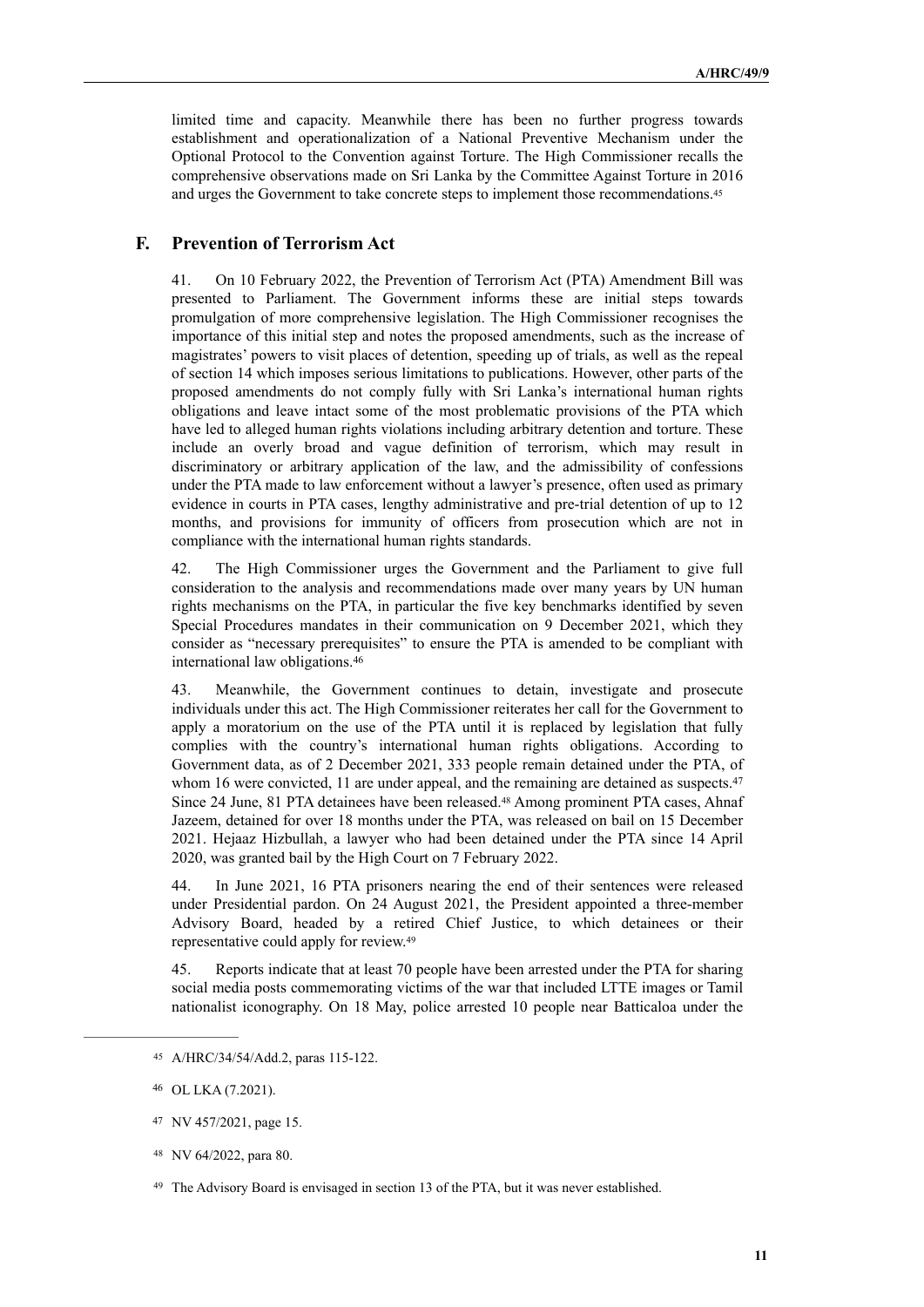limited time and capacity. Meanwhile there has been no further progress towards establishment and operationalization of a National Preventive Mechanism under the Optional Protocol to the Convention against Torture. The High Commissioner recalls the comprehensive observations made on Sri Lanka by the Committee Against Torture in 2016 and urges the Government to take concrete steps to implement those recommendations.[45]

## F. Prevention of Terrorism Act

41. On 10 February 2022, the Prevention of Terrorism Act (PTA) Amendment Bill was presented to Parliament. The Government informs these are initial steps towards promulgation of more comprehensive legislation. The High Commissioner recognises the importance of this initial step and notes the proposed amendments, such as the increase of magistrates' powers to visit places of detention, speeding up of trials, as well as the repeal of section 14 which imposes serious limitations to publications. However, other parts of the proposed amendments do not comply fully with Sri Lanka's international human rights obligations and leave intact some of the most problematic provisions of the PTA which have led to alleged human rights violations including arbitrary detention and torture. These include an overly broad and vague definition of terrorism, which may result in discriminatory or arbitrary application of the law, and the admissibility of confessions under the PTA made to law enforcement without a lawyer's presence, often used as primary evidence in courts in PTA cases, lengthy administrative and pre-trial detention of up to 12 months, and provisions for immunity of officers from prosecution which are not in compliance with the international human rights standards.

42. The High Commissioner urges the Government and the Parliament to give full consideration to the analysis and recommendations made over many years by UN human rights mechanisms on the PTA, in particular the five key benchmarks identified by seven Special Procedures mandates in their communication on 9 December 2021, which they consider as "necessary prerequisites" to ensure the PTA is amended to be compliant with international law obligations.[46]

43. Meanwhile, the Government continues to detain, investigate and prosecute individuals under this act. The High Commissioner reiterates her call for the Government to apply a moratorium on the use of the PTA until it is replaced by legislation that fully complies with the country's international human rights obligations. According to Government data, as of 2 December 2021, 333 people remain detained under the PTA, of whom 16 were convicted, 11 are under appeal, and the remaining are detained as suspects.[47] Since 24 June, 81 PTA detainees have been released.[48] Among prominent PTA cases, Ahnaf Jazeem, detained for over 18 months under the PTA, was released on bail on 15 December 2021. Hejaaz Hizbullah, a lawyer who had been detained under the PTA since 14 April 2020, was granted bail by the High Court on 7 February 2022.

44. In June 2021, 16 PTA prisoners nearing the end of their sentences were released under Presidential pardon. On 24 August 2021, the President appointed a three-member Advisory Board, headed by a retired Chief Justice, to which detainees or their representative could apply for review.[49]

45. Reports indicate that at least 70 people have been arrested under the PTA for sharing social media posts commemorating victims of the war that included LTTE images or Tamil nationalist iconography. On 18 May, police arrested 10 people near Batticaloa under the

---

[45] A/HRC/34/54/Add.2, paras 115-122.

[46] OL LKA (7.2021).

[47] NV 457/2021, page 15.

[48] NV 64/2022, para 80.

[49] The Advisory Board is envisaged in section 13 of the PTA, but it was never established.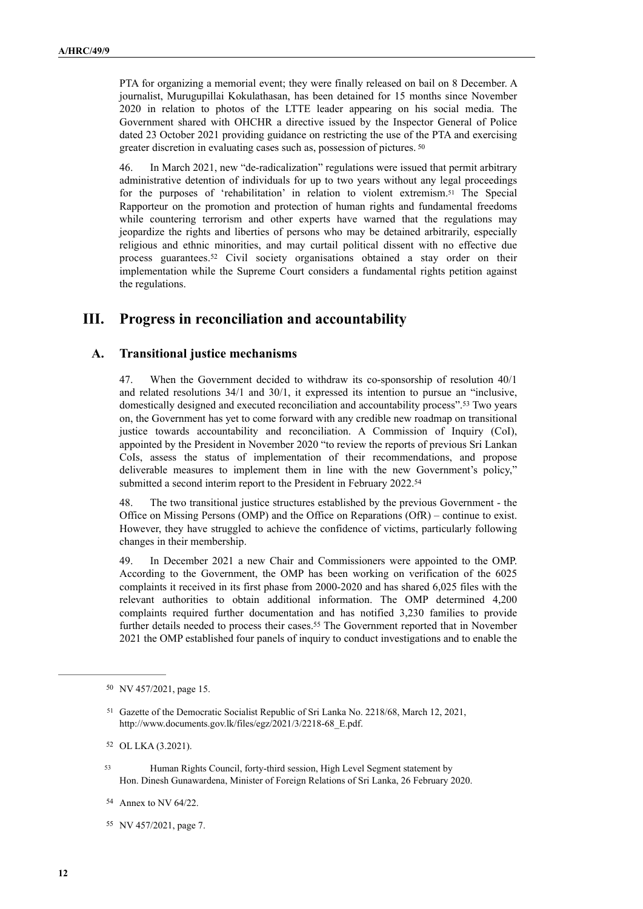PTA for organizing a memorial event; they were finally released on bail on 8 December. A journalist, Murugupillai Kokulathasan, has been detained for 15 months since November 2020 in relation to photos of the LTTE leader appearing on his social media. The Government shared with OHCHR a directive issued by the Inspector General of Police dated 23 October 2021 providing guidance on restricting the use of the PTA and exercising greater discretion in evaluating cases such as, possession of pictures. [50]

46. In March 2021, new "de-radicalization" regulations were issued that permit arbitrary administrative detention of individuals for up to two years without any legal proceedings for the purposes of 'rehabilitation' in relation to violent extremism.[51] The Special Rapporteur on the promotion and protection of human rights and fundamental freedoms while countering terrorism and other experts have warned that the regulations may jeopardize the rights and liberties of persons who may be detained arbitrarily, especially religious and ethnic minorities, and may curtail political dissent with no effective due process guarantees.[52] Civil society organisations obtained a stay order on their implementation while the Supreme Court considers a fundamental rights petition against the regulations.

## III. Progress in reconciliation and accountability

### A. Transitional justice mechanisms

47. When the Government decided to withdraw its co-sponsorship of resolution 40/1 and related resolutions 34/1 and 30/1, it expressed its intention to pursue an "inclusive, domestically designed and executed reconciliation and accountability process".[53] Two years on, the Government has yet to come forward with any credible new roadmap on transitional justice towards accountability and reconciliation. A Commission of Inquiry (CoI), appointed by the President in November 2020 "to review the reports of previous Sri Lankan CoIs, assess the status of implementation of their recommendations, and propose deliverable measures to implement them in line with the new Government's policy," submitted a second interim report to the President in February 2022.[54]

48. The two transitional justice structures established by the previous Government - the Office on Missing Persons (OMP) and the Office on Reparations (OfR) – continue to exist. However, they have struggled to achieve the confidence of victims, particularly following changes in their membership.

49. In December 2021 a new Chair and Commissioners were appointed to the OMP. According to the Government, the OMP has been working on verification of the 6025 complaints it received in its first phase from 2000-2020 and has shared 6,025 files with the relevant authorities to obtain additional information. The OMP determined 4,200 complaints required further documentation and has notified 3,230 families to provide further details needed to process their cases.[55] The Government reported that in November 2021 the OMP established four panels of inquiry to conduct investigations and to enable the

---

[50] NV 457/2021, page 15.

[51] Gazette of the Democratic Socialist Republic of Sri Lanka No. 2218/68, March 12, 2021, http://www.documents.gov.lk/files/egz/2021/3/2218-68_E.pdf.

[52] OL LKA (3.2021).

[53] Human Rights Council, forty-third session, High Level Segment statement by Hon. Dinesh Gunawardena, Minister of Foreign Relations of Sri Lanka, 26 February 2020.

[54] Annex to NV 64/22.

[55] NV 457/2021, page 7.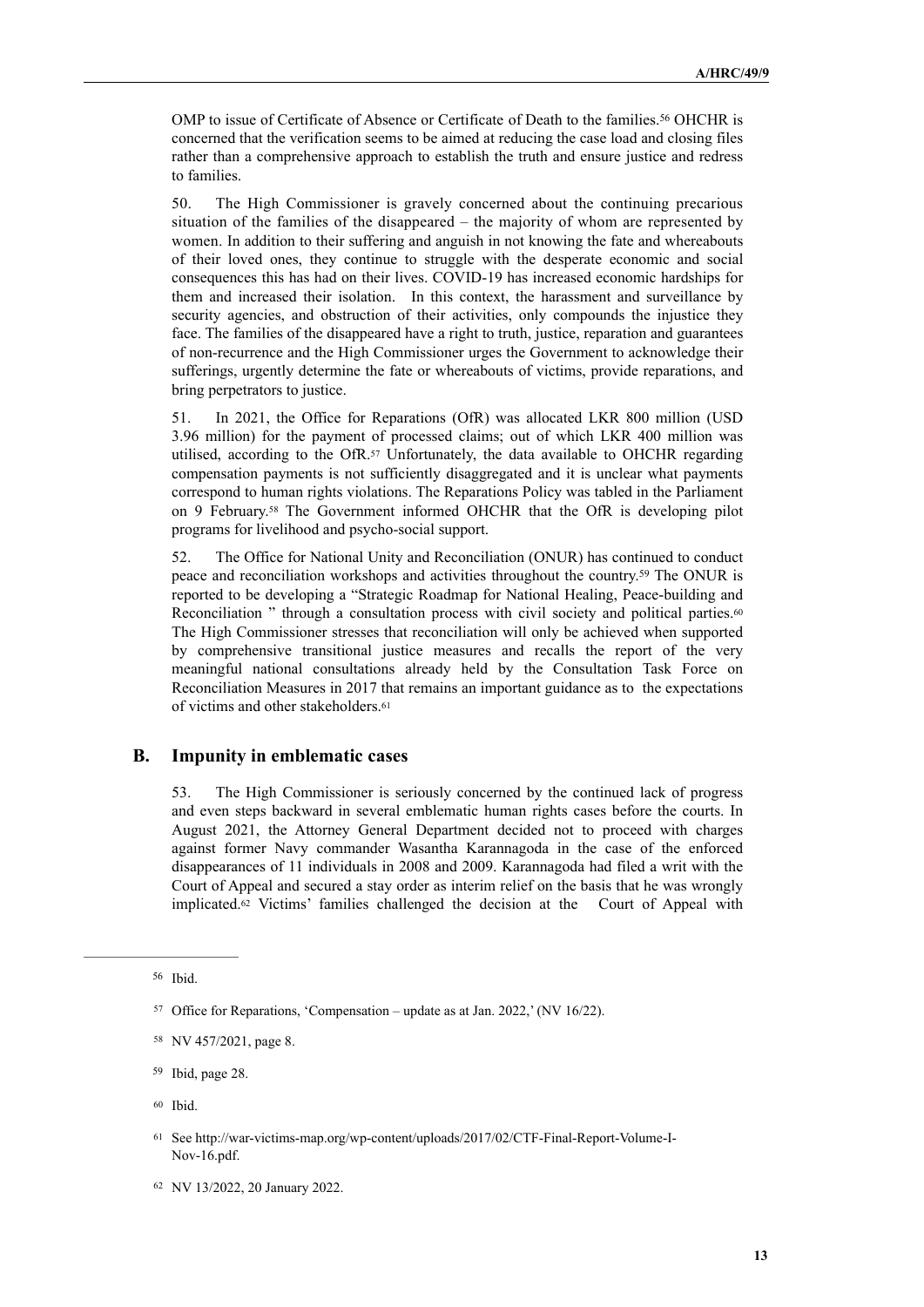OMP to issue of Certificate of Absence or Certificate of Death to the families.[56] OHCHR is concerned that the verification seems to be aimed at reducing the case load and closing files rather than a comprehensive approach to establish the truth and ensure justice and redress to families.

50. The High Commissioner is gravely concerned about the continuing precarious situation of the families of the disappeared – the majority of whom are represented by women. In addition to their suffering and anguish in not knowing the fate and whereabouts of their loved ones, they continue to struggle with the desperate economic and social consequences this has had on their lives. COVID-19 has increased economic hardships for them and increased their isolation. In this context, the harassment and surveillance by security agencies, and obstruction of their activities, only compounds the injustice they face. The families of the disappeared have a right to truth, justice, reparation and guarantees of non-recurrence and the High Commissioner urges the Government to acknowledge their sufferings, urgently determine the fate or whereabouts of victims, provide reparations, and bring perpetrators to justice.

51. In 2021, the Office for Reparations (OfR) was allocated LKR 800 million (USD 3.96 million) for the payment of processed claims; out of which LKR 400 million was utilised, according to the OfR.[57] Unfortunately, the data available to OHCHR regarding compensation payments is not sufficiently disaggregated and it is unclear what payments correspond to human rights violations. The Reparations Policy was tabled in the Parliament on 9 February.[58] The Government informed OHCHR that the OfR is developing pilot programs for livelihood and psycho-social support.

52. The Office for National Unity and Reconciliation (ONUR) has continued to conduct peace and reconciliation workshops and activities throughout the country.[59] The ONUR is reported to be developing a "Strategic Roadmap for National Healing, Peace-building and Reconciliation " through a consultation process with civil society and political parties.[60] The High Commissioner stresses that reconciliation will only be achieved when supported by comprehensive transitional justice measures and recalls the report of the very meaningful national consultations already held by the Consultation Task Force on Reconciliation Measures in 2017 that remains an important guidance as to the expectations of victims and other stakeholders.[61]

## B. Impunity in emblematic cases

53. The High Commissioner is seriously concerned by the continued lack of progress and even steps backward in several emblematic human rights cases before the courts. In August 2021, the Attorney General Department decided not to proceed with charges against former Navy commander Wasantha Karannagoda in the case of the enforced disappearances of 11 individuals in 2008 and 2009. Karannagoda had filed a writ with the Court of Appeal and secured a stay order as interim relief on the basis that he was wrongly implicated.[62] Victims' families challenged the decision at the Court of Appeal with

---

[56] Ibid.

[57] Office for Reparations, 'Compensation – update as at Jan. 2022,' (NV 16/22).

[58] NV 457/2021, page 8.

[59] Ibid, page 28.

[60] Ibid.

[61] See http://war-victims-map.org/wp-content/uploads/2017/02/CTF-Final-Report-Volume-I-Nov-16.pdf.

[62] NV 13/2022, 20 January 2022.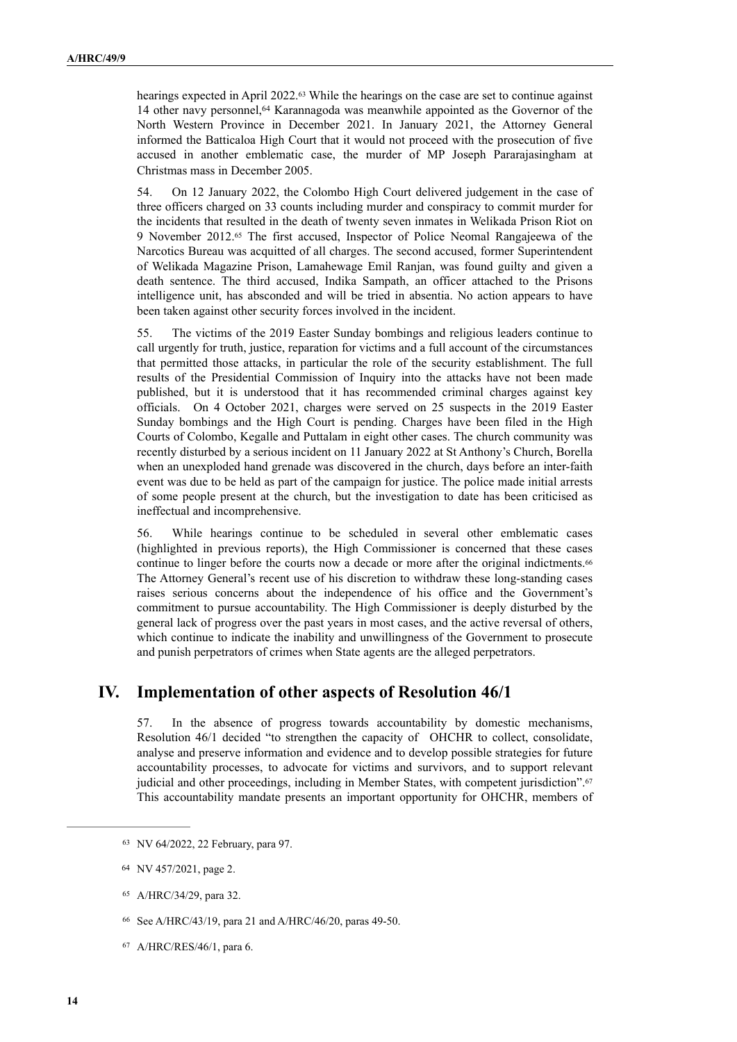hearings expected in April 2022.[63] While the hearings on the case are set to continue against 14 other navy personnel,[64] Karannagoda was meanwhile appointed as the Governor of the North Western Province in December 2021. In January 2021, the Attorney General informed the Batticaloa High Court that it would not proceed with the prosecution of five accused in another emblematic case, the murder of MP Joseph Pararajasingham at Christmas mass in December 2005.

54. On 12 January 2022, the Colombo High Court delivered judgement in the case of three officers charged on 33 counts including murder and conspiracy to commit murder for the incidents that resulted in the death of twenty seven inmates in Welikada Prison Riot on 9 November 2012.[65] The first accused, Inspector of Police Neomal Rangajeewa of the Narcotics Bureau was acquitted of all charges. The second accused, former Superintendent of Welikada Magazine Prison, Lamahewage Emil Ranjan, was found guilty and given a death sentence. The third accused, Indika Sampath, an officer attached to the Prisons intelligence unit, has absconded and will be tried in absentia. No action appears to have been taken against other security forces involved in the incident.

55. The victims of the 2019 Easter Sunday bombings and religious leaders continue to call urgently for truth, justice, reparation for victims and a full account of the circumstances that permitted those attacks, in particular the role of the security establishment. The full results of the Presidential Commission of Inquiry into the attacks have not been made published, but it is understood that it has recommended criminal charges against key officials. On 4 October 2021, charges were served on 25 suspects in the 2019 Easter Sunday bombings and the High Court is pending. Charges have been filed in the High Courts of Colombo, Kegalle and Puttalam in eight other cases. The church community was recently disturbed by a serious incident on 11 January 2022 at St Anthony's Church, Borella when an unexploded hand grenade was discovered in the church, days before an inter-faith event was due to be held as part of the campaign for justice. The police made initial arrests of some people present at the church, but the investigation to date has been criticised as ineffectual and incomprehensive.

56. While hearings continue to be scheduled in several other emblematic cases (highlighted in previous reports), the High Commissioner is concerned that these cases continue to linger before the courts now a decade or more after the original indictments.[66] The Attorney General's recent use of his discretion to withdraw these long-standing cases raises serious concerns about the independence of his office and the Government's commitment to pursue accountability. The High Commissioner is deeply disturbed by the general lack of progress over the past years in most cases, and the active reversal of others, which continue to indicate the inability and unwillingness of the Government to prosecute and punish perpetrators of crimes when State agents are the alleged perpetrators.

## IV. Implementation of other aspects of Resolution 46/1

57. In the absence of progress towards accountability by domestic mechanisms, Resolution 46/1 decided "to strengthen the capacity of OHCHR to collect, consolidate, analyse and preserve information and evidence and to develop possible strategies for future accountability processes, to advocate for victims and survivors, and to support relevant judicial and other proceedings, including in Member States, with competent jurisdiction".[67] This accountability mandate presents an important opportunity for OHCHR, members of

---

[63] NV 64/2022, 22 February, para 97.

[64] NV 457/2021, page 2.

[65] A/HRC/34/29, para 32.

[66] See A/HRC/43/19, para 21 and A/HRC/46/20, paras 49-50.

[67] A/HRC/RES/46/1, para 6.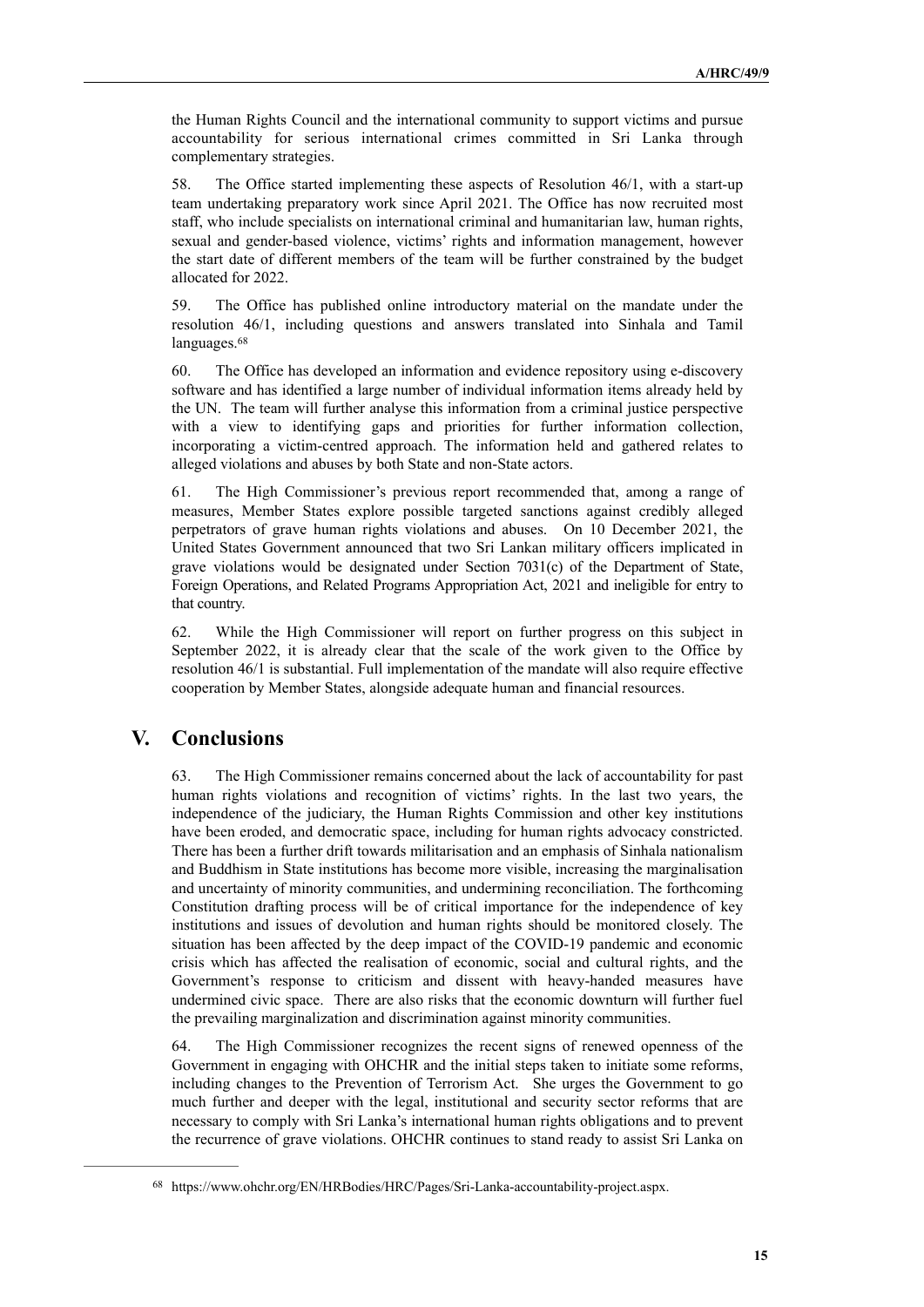the Human Rights Council and the international community to support victims and pursue accountability for serious international crimes committed in Sri Lanka through complementary strategies.

58. The Office started implementing these aspects of Resolution 46/1, with a start-up team undertaking preparatory work since April 2021. The Office has now recruited most staff, who include specialists on international criminal and humanitarian law, human rights, sexual and gender-based violence, victims' rights and information management, however the start date of different members of the team will be further constrained by the budget allocated for 2022.

59. The Office has published online introductory material on the mandate under the resolution 46/1, including questions and answers translated into Sinhala and Tamil languages.[68]

60. The Office has developed an information and evidence repository using e-discovery software and has identified a large number of individual information items already held by the UN. The team will further analyse this information from a criminal justice perspective with a view to identifying gaps and priorities for further information collection, incorporating a victim-centred approach. The information held and gathered relates to alleged violations and abuses by both State and non-State actors.

61. The High Commissioner's previous report recommended that, among a range of measures, Member States explore possible targeted sanctions against credibly alleged perpetrators of grave human rights violations and abuses. On 10 December 2021, the United States Government announced that two Sri Lankan military officers implicated in grave violations would be designated under Section 7031(c) of the Department of State, Foreign Operations, and Related Programs Appropriation Act, 2021 and ineligible for entry to that country.

62. While the High Commissioner will report on further progress on this subject in September 2022, it is already clear that the scale of the work given to the Office by resolution 46/1 is substantial. Full implementation of the mandate will also require effective cooperation by Member States, alongside adequate human and financial resources.

# V. Conclusions

63. The High Commissioner remains concerned about the lack of accountability for past human rights violations and recognition of victims' rights. In the last two years, the independence of the judiciary, the Human Rights Commission and other key institutions have been eroded, and democratic space, including for human rights advocacy constricted. There has been a further drift towards militarisation and an emphasis of Sinhala nationalism and Buddhism in State institutions has become more visible, increasing the marginalisation and uncertainty of minority communities, and undermining reconciliation. The forthcoming Constitution drafting process will be of critical importance for the independence of key institutions and issues of devolution and human rights should be monitored closely. The situation has been affected by the deep impact of the COVID-19 pandemic and economic crisis which has affected the realisation of economic, social and cultural rights, and the Government's response to criticism and dissent with heavy-handed measures have undermined civic space. There are also risks that the economic downturn will further fuel the prevailing marginalization and discrimination against minority communities.

64. The High Commissioner recognizes the recent signs of renewed openness of the Government in engaging with OHCHR and the initial steps taken to initiate some reforms, including changes to the Prevention of Terrorism Act. She urges the Government to go much further and deeper with the legal, institutional and security sector reforms that are necessary to comply with Sri Lanka's international human rights obligations and to prevent the recurrence of grave violations. OHCHR continues to stand ready to assist Sri Lanka on

[68] https://www.ohchr.org/EN/HRBodies/HRC/Pages/Sri-Lanka-accountability-project.aspx.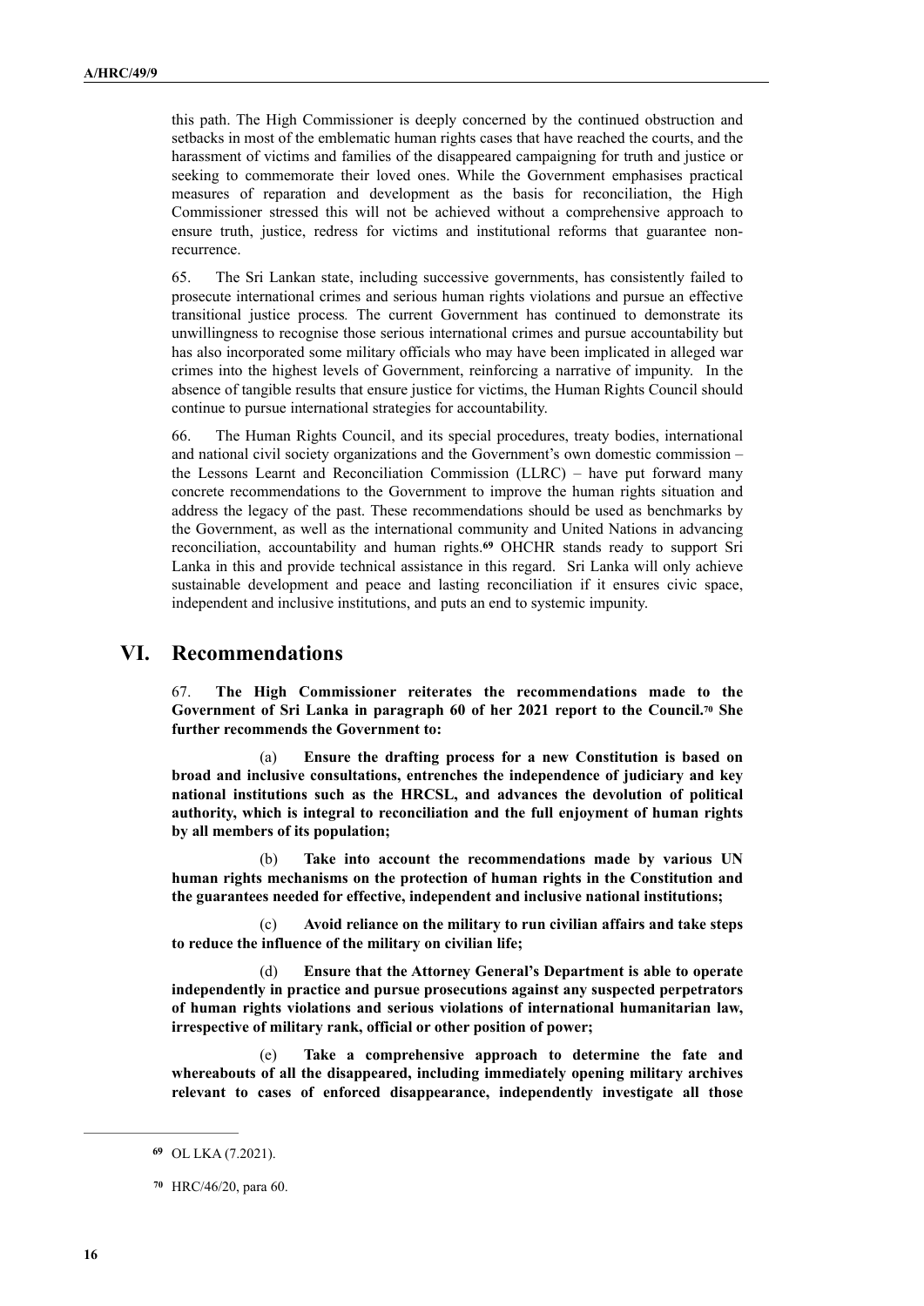this path. The High Commissioner is deeply concerned by the continued obstruction and setbacks in most of the emblematic human rights cases that have reached the courts, and the harassment of victims and families of the disappeared campaigning for truth and justice or seeking to commemorate their loved ones. While the Government emphasises practical measures of reparation and development as the basis for reconciliation, the High Commissioner stressed this will not be achieved without a comprehensive approach to ensure truth, justice, redress for victims and institutional reforms that guarantee non-recurrence.

65. The Sri Lankan state, including successive governments, has consistently failed to prosecute international crimes and serious human rights violations and pursue an effective transitional justice process*.* The current Government has continued to demonstrate its unwillingness to recognise those serious international crimes and pursue accountability but has also incorporated some military officials who may have been implicated in alleged war crimes into the highest levels of Government, reinforcing a narrative of impunity. In the absence of tangible results that ensure justice for victims, the Human Rights Council should continue to pursue international strategies for accountability.

66. The Human Rights Council, and its special procedures, treaty bodies, international and national civil society organizations and the Government's own domestic commission – the Lessons Learnt and Reconciliation Commission (LLRC) – have put forward many concrete recommendations to the Government to improve the human rights situation and address the legacy of the past. These recommendations should be used as benchmarks by the Government, as well as the international community and United Nations in advancing reconciliation, accountability and human rights.[69] OHCHR stands ready to support Sri Lanka in this and provide technical assistance in this regard. Sri Lanka will only achieve sustainable development and peace and lasting reconciliation if it ensures civic space, independent and inclusive institutions, and puts an end to systemic impunity.

# VI. Recommendations

67. **The High Commissioner reiterates the recommendations made to the Government of Sri Lanka in paragraph 60 of her 2021 report to the Council.[70] She further recommends the Government to:**

(a) **Ensure the drafting process for a new Constitution is based on broad and inclusive consultations, entrenches the independence of judiciary and key national institutions such as the HRCSL, and advances the devolution of political authority, which is integral to reconciliation and the full enjoyment of human rights by all members of its population;**

(b) **Take into account the recommendations made by various UN human rights mechanisms on the protection of human rights in the Constitution and the guarantees needed for effective, independent and inclusive national institutions;**

(c) **Avoid reliance on the military to run civilian affairs and take steps to reduce the influence of the military on civilian life;**

(d) **Ensure that the Attorney General's Department is able to operate independently in practice and pursue prosecutions against any suspected perpetrators of human rights violations and serious violations of international humanitarian law, irrespective of military rank, official or other position of power;**

(e) **Take a comprehensive approach to determine the fate and whereabouts of all the disappeared, including immediately opening military archives relevant to cases of enforced disappearance, independently investigate all those**

---

[69] OL LKA (7.2021).

[70] HRC/46/20, para 60.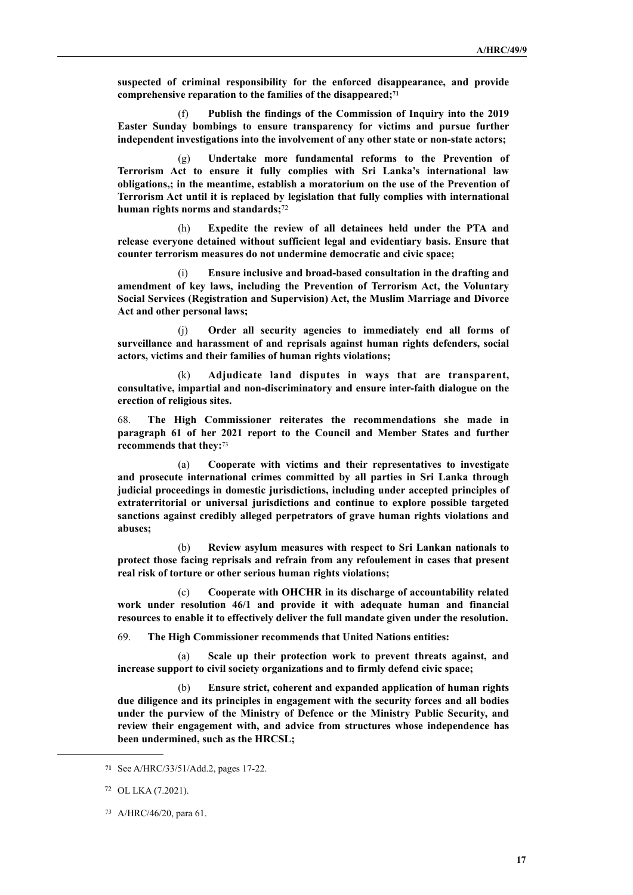**suspected of criminal responsibility for the enforced disappearance, and provide comprehensive reparation to the families of the disappeared;**[71]

(f) **Publish the findings of the Commission of Inquiry into the 2019 Easter Sunday bombings to ensure transparency for victims and pursue further independent investigations into the involvement of any other state or non-state actors;**

(g) **Undertake more fundamental reforms to the Prevention of Terrorism Act to ensure it fully complies with Sri Lanka's international law obligations,; in the meantime, establish a moratorium on the use of the Prevention of Terrorism Act until it is replaced by legislation that fully complies with international human rights norms and standards;**[72]

(h) **Expedite the review of all detainees held under the PTA and release everyone detained without sufficient legal and evidentiary basis. Ensure that counter terrorism measures do not undermine democratic and civic space;**

(i) **Ensure inclusive and broad-based consultation in the drafting and amendment of key laws, including the Prevention of Terrorism Act, the Voluntary Social Services (Registration and Supervision) Act, the Muslim Marriage and Divorce Act and other personal laws;**

(j) **Order all security agencies to immediately end all forms of surveillance and harassment of and reprisals against human rights defenders, social actors, victims and their families of human rights violations;**

(k) **Adjudicate land disputes in ways that are transparent, consultative, impartial and non-discriminatory and ensure inter-faith dialogue on the erection of religious sites.**

68. **The High Commissioner reiterates the recommendations she made in paragraph 61 of her 2021 report to the Council and Member States and further recommends that they:**[73]

(a) **Cooperate with victims and their representatives to investigate and prosecute international crimes committed by all parties in Sri Lanka through judicial proceedings in domestic jurisdictions, including under accepted principles of extraterritorial or universal jurisdictions and continue to explore possible targeted sanctions against credibly alleged perpetrators of grave human rights violations and abuses;**

(b) **Review asylum measures with respect to Sri Lankan nationals to protect those facing reprisals and refrain from any refoulement in cases that present real risk of torture or other serious human rights violations;**

(c) **Cooperate with OHCHR in its discharge of accountability related work under resolution 46/1 and provide it with adequate human and financial resources to enable it to effectively deliver the full mandate given under the resolution.**

69. **The High Commissioner recommends that United Nations entities:**

(a) **Scale up their protection work to prevent threats against, and increase support to civil society organizations and to firmly defend civic space;**

(b) **Ensure strict, coherent and expanded application of human rights due diligence and its principles in engagement with the security forces and all bodies under the purview of the Ministry of Defence or the Ministry Public Security, and review their engagement with, and advice from structures whose independence has been undermined, such as the HRCSL;**

---

[71] See A/HRC/33/51/Add.2, pages 17-22.

[72] OL LKA (7.2021).

[73] A/HRC/46/20, para 61.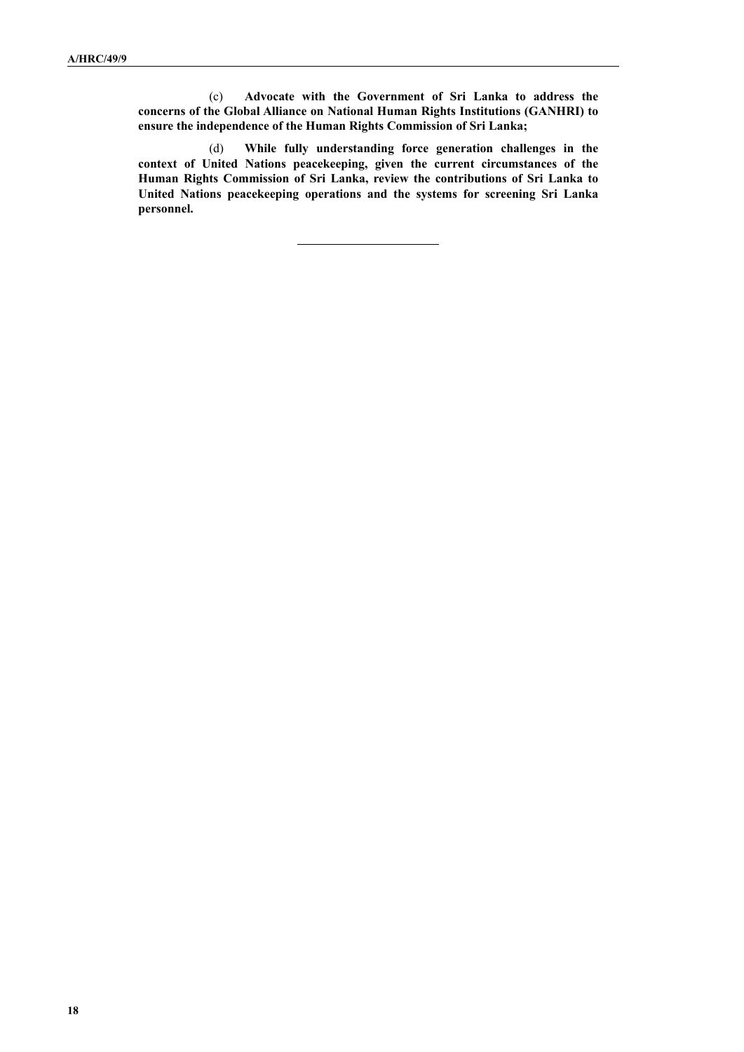(c) **Advocate with the Government of Sri Lanka to address the concerns of the Global Alliance on National Human Rights Institutions (GANHRI) to ensure the independence of the Human Rights Commission of Sri Lanka;**

(d) **While fully understanding force generation challenges in the context of United Nations peacekeeping, given the current circumstances of the Human Rights Commission of Sri Lanka, review the contributions of Sri Lanka to United Nations peacekeeping operations and the systems for screening Sri Lanka personnel.**